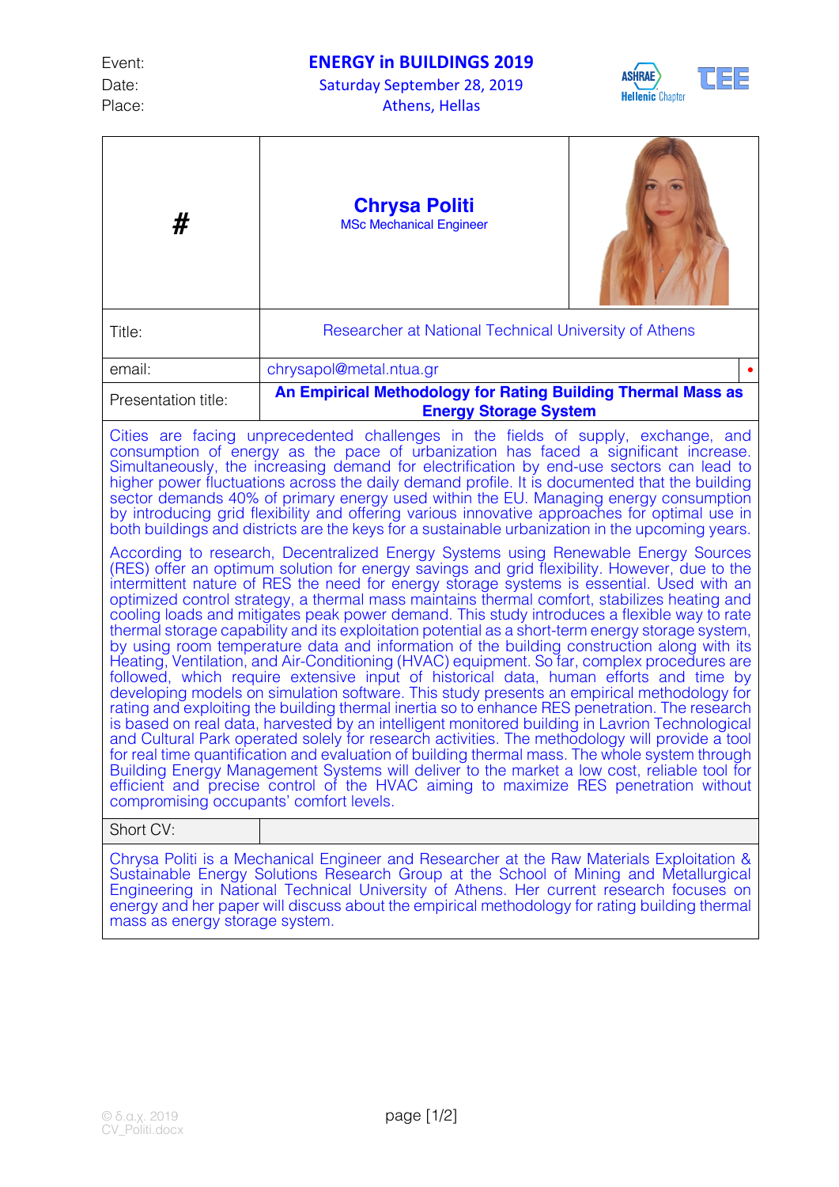Event: **ENERGY in BUILDINGS 2019**
Date: Saturday September 28, 2019
Place: Athens, Hellas

ASHRAE Hellenic Chapter TEE

| # | **Chrysa Politi**<br>MSc Mechanical Engineer |
|---|---|
| Title: | Researcher at National Technical University of Athens |
| email: | chrysapol@metal.ntua.gr |
| Presentation title: | **An Empirical Methodology for Rating Building Thermal Mass as Energy Storage System** |

Cities are facing unprecedented challenges in the fields of supply, exchange, and consumption of energy as the pace of urbanization has faced a significant increase. Simultaneously, the increasing demand for electrification by end-use sectors can lead to higher power fluctuations across the daily demand profile. It is documented that the building sector demands 40% of primary energy used within the EU. Managing energy consumption by introducing grid flexibility and offering various innovative approaches for optimal use in both buildings and districts are the keys for a sustainable urbanization in the upcoming years.

According to research, Decentralized Energy Systems using Renewable Energy Sources (RES) offer an optimum solution for energy savings and grid flexibility. However, due to the intermittent nature of RES the need for energy storage systems is essential. Used with an optimized control strategy, a thermal mass maintains thermal comfort, stabilizes heating and cooling loads and mitigates peak power demand. This study introduces a flexible way to rate thermal storage capability and its exploitation potential as a short-term energy storage system, by using room temperature data and information of the building construction along with its Heating, Ventilation, and Air-Conditioning (HVAC) equipment. So far, complex procedures are followed, which require extensive input of historical data, human efforts and time by developing models on simulation software. This study presents an empirical methodology for rating and exploiting the building thermal inertia so to enhance RES penetration. The research is based on real data, harvested by an intelligent monitored building in Lavrion Technological and Cultural Park operated solely for research activities. The methodology will provide a tool for real time quantification and evaluation of building thermal mass. The whole system through Building Energy Management Systems will deliver to the market a low cost, reliable tool for efficient and precise control of the HVAC aiming to maximize RES penetration without compromising occupants' comfort levels.

**Short CV:**

Chrysa Politi is a Mechanical Engineer and Researcher at the Raw Materials Exploitation & Sustainable Energy Solutions Research Group at the School of Mining and Metallurgical Engineering in National Technical University of Athens. Her current research focuses on energy and her paper will discuss about the empirical methodology for rating building thermal mass as energy storage system.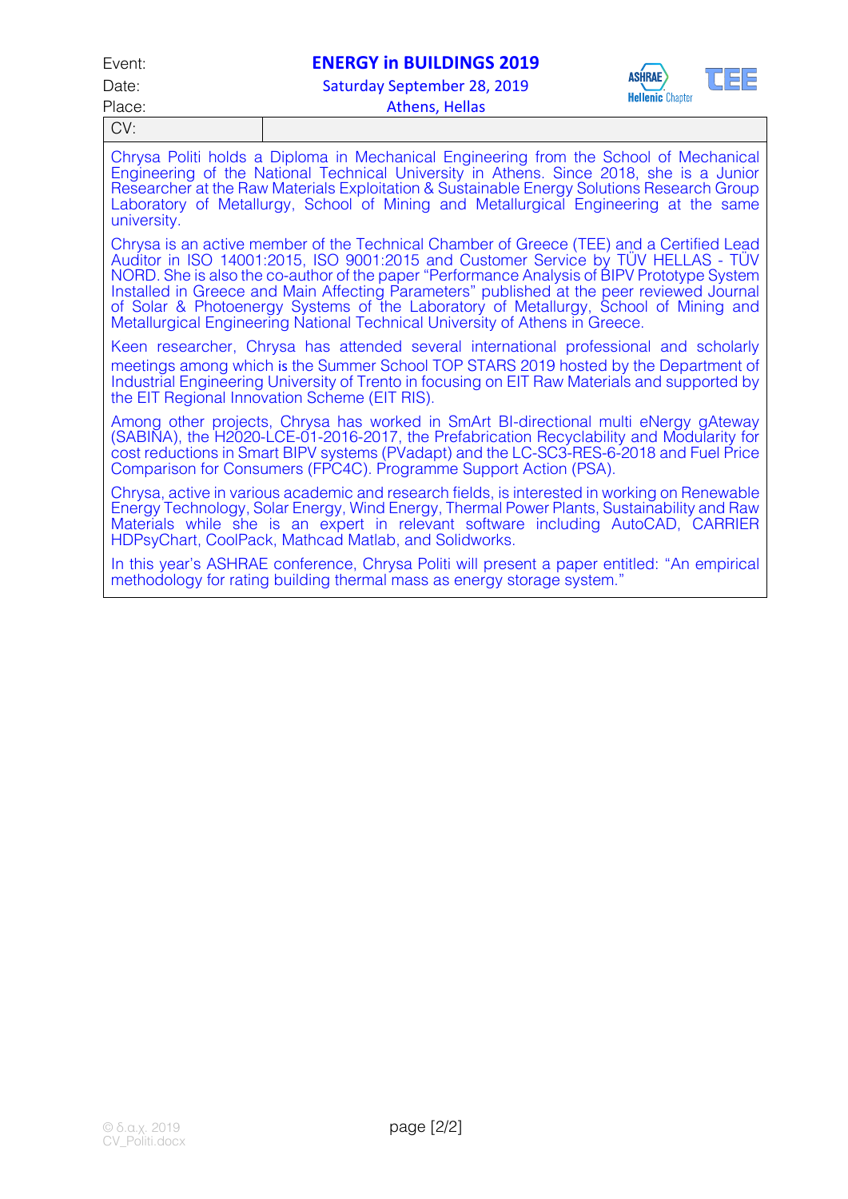| | |
|---|---|
| Event: | **ENERGY in BUILDINGS 2019** |
| Date: | Saturday September 28, 2019 |
| Place: | Athens, Hellas |

| CV: | |
|---|---|

Chrysa Politi holds a Diploma in Mechanical Engineering from the School of Mechanical Engineering of the National Technical University in Athens. Since 2018, she is a Junior Researcher at the Raw Materials Exploitation & Sustainable Energy Solutions Research Group Laboratory of Metallurgy, School of Mining and Metallurgical Engineering at the same university.

Chrysa is an active member of the Technical Chamber of Greece (TEE) and a Certified Lead Auditor in ISO 14001:2015, ISO 9001:2015 and Customer Service by TÜV HELLAS - TÜV NORD. She is also the co-author of the paper "Performance Analysis of BIPV Prototype System Installed in Greece and Main Affecting Parameters" published at the peer reviewed Journal of Solar & Photoenergy Systems of the Laboratory of Metallurgy, School of Mining and Metallurgical Engineering National Technical University of Athens in Greece.

Keen researcher, Chrysa has attended several international professional and scholarly meetings among which is the Summer School TOP STARS 2019 hosted by the Department of Industrial Engineering University of Trento in focusing on EIT Raw Materials and supported by the EIT Regional Innovation Scheme (EIT RIS).

Among other projects, Chrysa has worked in SmArt BI-directional multi eNergy gAteway (SABINA), the H2020-LCE-01-2016-2017, the Prefabrication Recyclability and Modularity for cost reductions in Smart BIPV systems (PVadapt) and the LC-SC3-RES-6-2018 and Fuel Price Comparison for Consumers (FPC4C). Programme Support Action (PSA).

Chrysa, active in various academic and research fields, is interested in working on Renewable Energy Technology, Solar Energy, Wind Energy, Thermal Power Plants, Sustainability and Raw Materials while she is an expert in relevant software including AutoCAD, CARRIER HDPsyChart, CoolPack, Mathcad Matlab, and Solidworks.

In this year's ASHRAE conference, Chrysa Politi will present a paper entitled: "An empirical methodology for rating building thermal mass as energy storage system."

© δ.α.χ. 2019
CV_Politi.docx